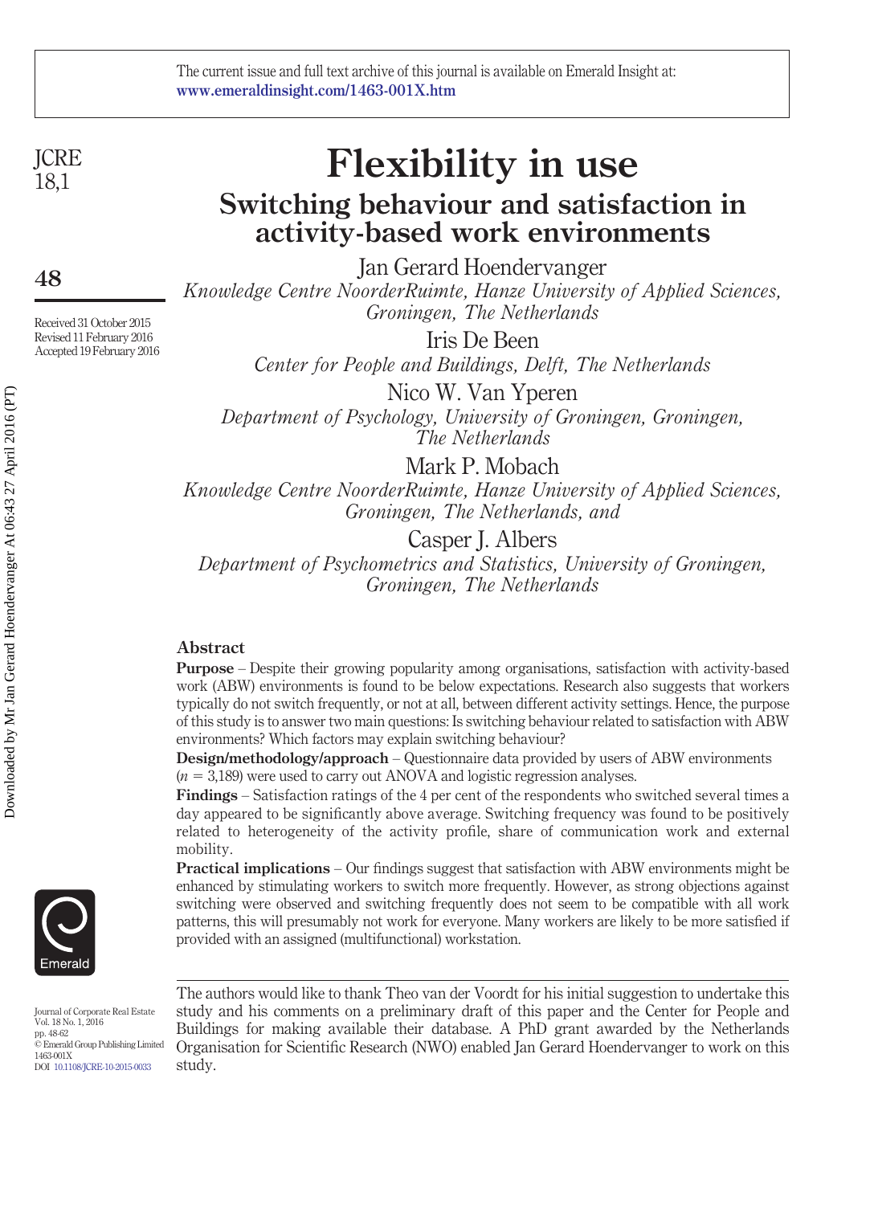# Flexibility in use

## Switching behaviour and satisfaction in activity-based work environments

Jan Gerard Hoendervanger
*Knowledge Centre NoorderRuimte, Hanze University of Applied Sciences, Groningen, The Netherlands*

Iris De Been
*Center for People and Buildings, Delft, The Netherlands*

Nico W. Van Yperen
*Department of Psychology, University of Groningen, Groningen, The Netherlands*

Mark P. Mobach
*Knowledge Centre NoorderRuimte, Hanze University of Applied Sciences, Groningen, The Netherlands, and*

Casper J. Albers
*Department of Psychometrics and Statistics, University of Groningen, Groningen, The Netherlands*

Received 31 October 2015
Revised 11 February 2016
Accepted 19 February 2016

### Abstract

**Purpose** – Despite their growing popularity among organisations, satisfaction with activity-based work (ABW) environments is found to be below expectations. Research also suggests that workers typically do not switch frequently, or not at all, between different activity settings. Hence, the purpose of this study is to answer two main questions: Is switching behaviour related to satisfaction with ABW environments? Which factors may explain switching behaviour?

**Design/methodology/approach** – Questionnaire data provided by users of ABW environments ($n = 3{,}189$) were used to carry out ANOVA and logistic regression analyses.

**Findings** – Satisfaction ratings of the 4 per cent of the respondents who switched several times a day appeared to be significantly above average. Switching frequency was found to be positively related to heterogeneity of the activity profile, share of communication work and external mobility.

**Practical implications** – Our findings suggest that satisfaction with ABW environments might be enhanced by stimulating workers to switch more frequently. However, as strong objections against switching were observed and switching frequently does not seem to be compatible with all work patterns, this will presumably not work for everyone. Many workers are likely to be more satisfied if provided with an assigned (multifunctional) workstation.

The authors would like to thank Theo van der Voordt for his initial suggestion to undertake this study and his comments on a preliminary draft of this paper and the Center for People and Buildings for making available their database. A PhD grant awarded by the Netherlands Organisation for Scientific Research (NWO) enabled Jan Gerard Hoendervanger to work on this study.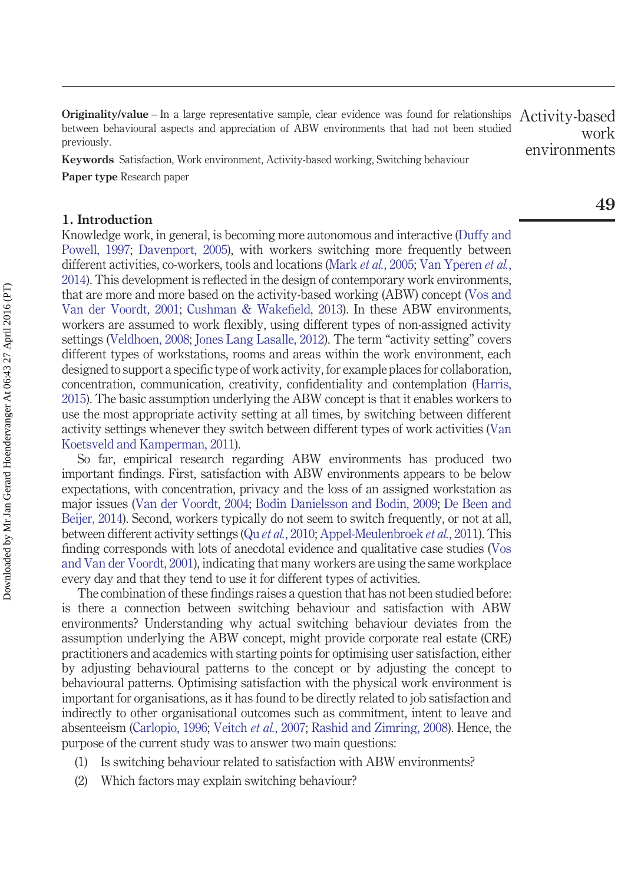**Originality/value** – In a large representative sample, clear evidence was found for relationships between behavioural aspects and appreciation of ABW environments that had not been studied previously.

**Keywords** Satisfaction, Work environment, Activity-based working, Switching behaviour

**Paper type** Research paper

## 1. Introduction

Knowledge work, in general, is becoming more autonomous and interactive (Duffy and Powell, 1997; Davenport, 2005), with workers switching more frequently between different activities, co-workers, tools and locations (Mark *et al.*, 2005; Van Yperen *et al.*, 2014). This development is reflected in the design of contemporary work environments, that are more and more based on the activity-based working (ABW) concept (Vos and Van der Voordt, 2001; Cushman & Wakefield, 2013). In these ABW environments, workers are assumed to work flexibly, using different types of non-assigned activity settings (Veldhoen, 2008; Jones Lang Lasalle, 2012). The term "activity setting" covers different types of workstations, rooms and areas within the work environment, each designed to support a specific type of work activity, for example places for collaboration, concentration, communication, creativity, confidentiality and contemplation (Harris, 2015). The basic assumption underlying the ABW concept is that it enables workers to use the most appropriate activity setting at all times, by switching between different activity settings whenever they switch between different types of work activities (Van Koetsveld and Kamperman, 2011).

So far, empirical research regarding ABW environments has produced two important findings. First, satisfaction with ABW environments appears to be below expectations, with concentration, privacy and the loss of an assigned workstation as major issues (Van der Voordt, 2004; Bodin Danielsson and Bodin, 2009; De Been and Beijer, 2014). Second, workers typically do not seem to switch frequently, or not at all, between different activity settings (Qu *et al.*, 2010; Appel-Meulenbroek *et al.*, 2011). This finding corresponds with lots of anecdotal evidence and qualitative case studies (Vos and Van der Voordt, 2001), indicating that many workers are using the same workplace every day and that they tend to use it for different types of activities.

The combination of these findings raises a question that has not been studied before: is there a connection between switching behaviour and satisfaction with ABW environments? Understanding why actual switching behaviour deviates from the assumption underlying the ABW concept, might provide corporate real estate (CRE) practitioners and academics with starting points for optimising user satisfaction, either by adjusting behavioural patterns to the concept or by adjusting the concept to behavioural patterns. Optimising satisfaction with the physical work environment is important for organisations, as it has found to be directly related to job satisfaction and indirectly to other organisational outcomes such as commitment, intent to leave and absenteeism (Carlopio, 1996; Veitch *et al.*, 2007; Rashid and Zimring, 2008). Hence, the purpose of the current study was to answer two main questions:

1. Is switching behaviour related to satisfaction with ABW environments?
2. Which factors may explain switching behaviour?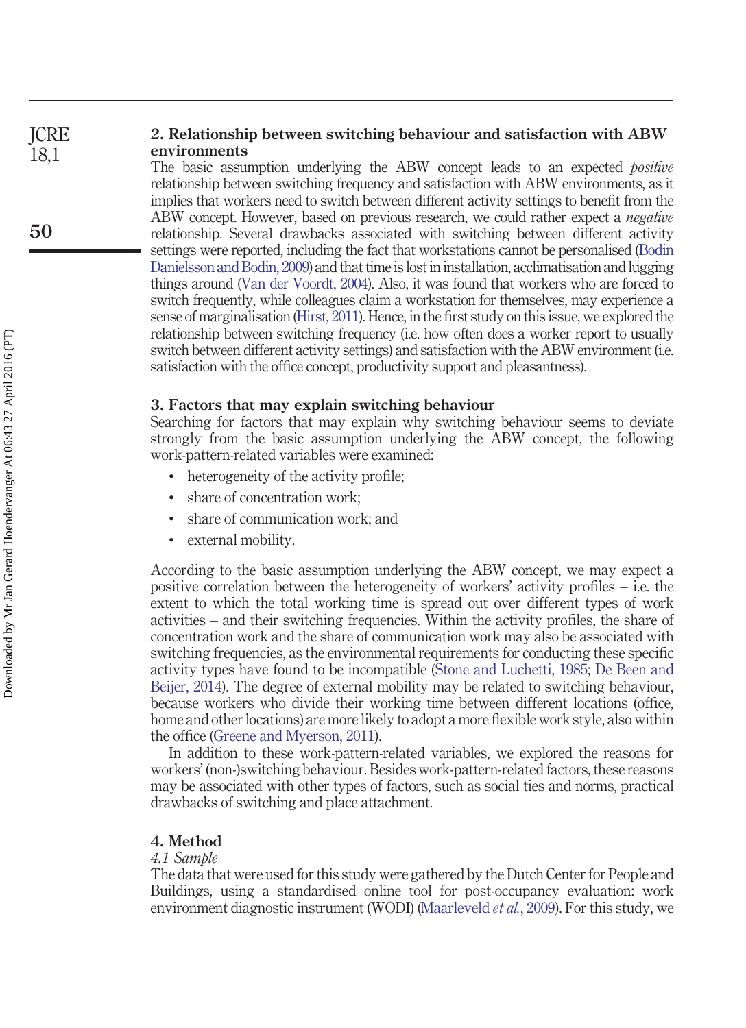## 2. Relationship between switching behaviour and satisfaction with ABW environments

The basic assumption underlying the ABW concept leads to an expected *positive* relationship between switching frequency and satisfaction with ABW environments, as it implies that workers need to switch between different activity settings to benefit from the ABW concept. However, based on previous research, we could rather expect a *negative* relationship. Several drawbacks associated with switching between different activity settings were reported, including the fact that workstations cannot be personalised (Bodin Danielsson and Bodin, 2009) and that time is lost in installation, acclimatisation and lugging things around (Van der Voordt, 2004). Also, it was found that workers who are forced to switch frequently, while colleagues claim a workstation for themselves, may experience a sense of marginalisation (Hirst, 2011). Hence, in the first study on this issue, we explored the relationship between switching frequency (i.e. how often does a worker report to usually switch between different activity settings) and satisfaction with the ABW environment (i.e. satisfaction with the office concept, productivity support and pleasantness).

## 3. Factors that may explain switching behaviour

Searching for factors that may explain why switching behaviour seems to deviate strongly from the basic assumption underlying the ABW concept, the following work-pattern-related variables were examined:

- heterogeneity of the activity profile;
- share of concentration work;
- share of communication work; and
- external mobility.

According to the basic assumption underlying the ABW concept, we may expect a positive correlation between the heterogeneity of workers' activity profiles – i.e. the extent to which the total working time is spread out over different types of work activities – and their switching frequencies. Within the activity profiles, the share of concentration work and the share of communication work may also be associated with switching frequencies, as the environmental requirements for conducting these specific activity types have found to be incompatible (Stone and Luchetti, 1985; De Been and Beijer, 2014). The degree of external mobility may be related to switching behaviour, because workers who divide their working time between different locations (office, home and other locations) are more likely to adopt a more flexible work style, also within the office (Greene and Myerson, 2011).

In addition to these work-pattern-related variables, we explored the reasons for workers' (non-)switching behaviour. Besides work-pattern-related factors, these reasons may be associated with other types of factors, such as social ties and norms, practical drawbacks of switching and place attachment.

## 4. Method

### *4.1 Sample*

The data that were used for this study were gathered by the Dutch Center for People and Buildings, using a standardised online tool for post-occupancy evaluation: work environment diagnostic instrument (WODI) (Maarleveld *et al.*, 2009). For this study, we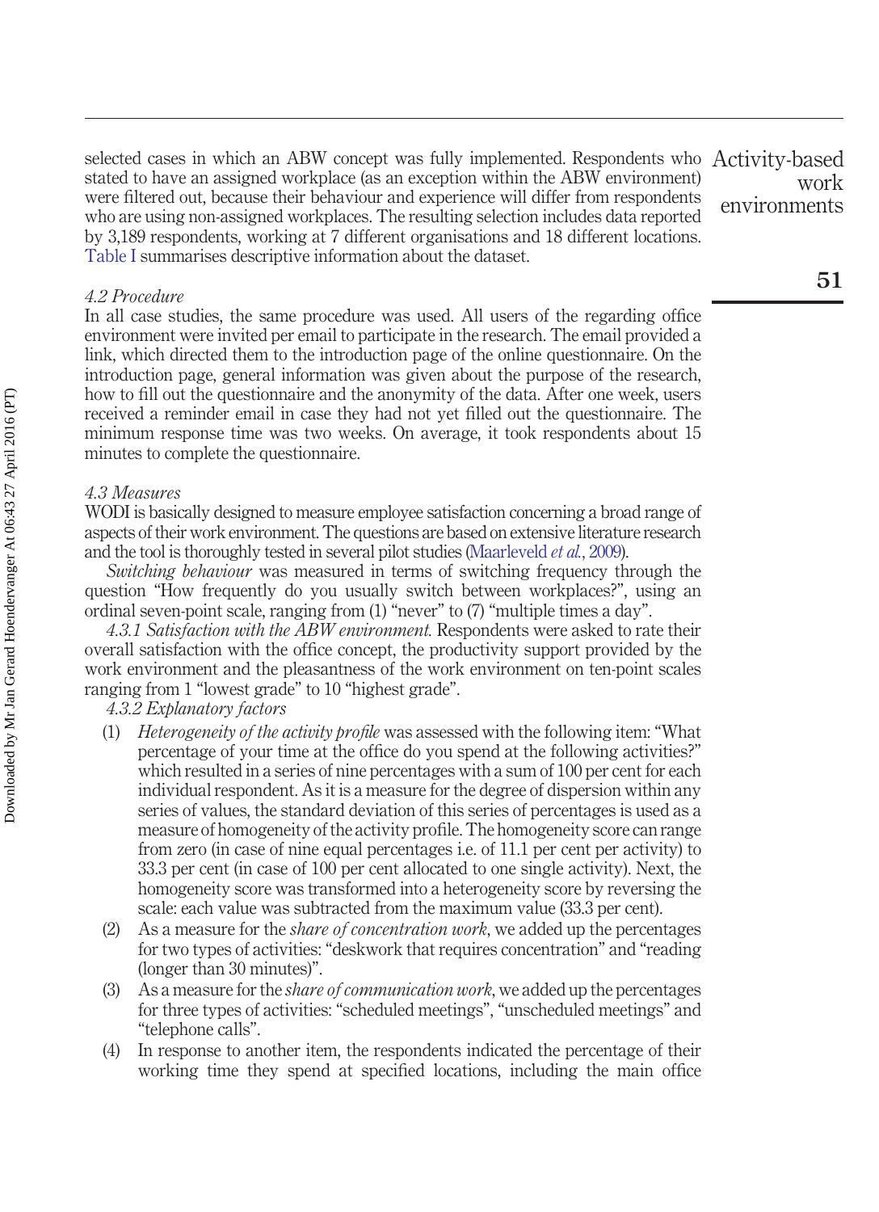selected cases in which an ABW concept was fully implemented. Respondents who stated to have an assigned workplace (as an exception within the ABW environment) were filtered out, because their behaviour and experience will differ from respondents who are using non-assigned workplaces. The resulting selection includes data reported by 3,189 respondents, working at 7 different organisations and 18 different locations. Table I summarises descriptive information about the dataset.

### *4.2 Procedure*

In all case studies, the same procedure was used. All users of the regarding office environment were invited per email to participate in the research. The email provided a link, which directed them to the introduction page of the online questionnaire. On the introduction page, general information was given about the purpose of the research, how to fill out the questionnaire and the anonymity of the data. After one week, users received a reminder email in case they had not yet filled out the questionnaire. The minimum response time was two weeks. On average, it took respondents about 15 minutes to complete the questionnaire.

### *4.3 Measures*

WODI is basically designed to measure employee satisfaction concerning a broad range of aspects of their work environment. The questions are based on extensive literature research and the tool is thoroughly tested in several pilot studies (Maarleveld *et al.*, 2009).

*Switching behaviour* was measured in terms of switching frequency through the question "How frequently do you usually switch between workplaces?", using an ordinal seven-point scale, ranging from (1) "never" to (7) "multiple times a day".

*4.3.1 Satisfaction with the ABW environment.* Respondents were asked to rate their overall satisfaction with the office concept, the productivity support provided by the work environment and the pleasantness of the work environment on ten-point scales ranging from 1 "lowest grade" to 10 "highest grade".

*4.3.2 Explanatory factors*

(1) *Heterogeneity of the activity profile* was assessed with the following item: "What percentage of your time at the office do you spend at the following activities?" which resulted in a series of nine percentages with a sum of 100 per cent for each individual respondent. As it is a measure for the degree of dispersion within any series of values, the standard deviation of this series of percentages is used as a measure of homogeneity of the activity profile. The homogeneity score can range from zero (in case of nine equal percentages i.e. of 11.1 per cent per activity) to 33.3 per cent (in case of 100 per cent allocated to one single activity). Next, the homogeneity score was transformed into a heterogeneity score by reversing the scale: each value was subtracted from the maximum value (33.3 per cent).

(2) As a measure for the *share of concentration work*, we added up the percentages for two types of activities: "deskwork that requires concentration" and "reading (longer than 30 minutes)".

(3) As a measure for the *share of communication work*, we added up the percentages for three types of activities: "scheduled meetings", "unscheduled meetings" and "telephone calls".

(4) In response to another item, the respondents indicated the percentage of their working time they spend at specified locations, including the main office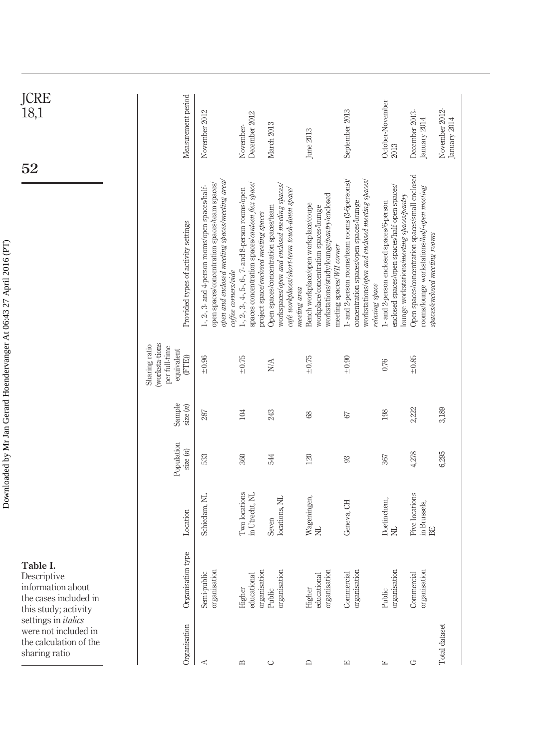**Table I.** Descriptive information about the cases included in this study; activity settings in *italics* were not included in the calculation of the sharing ratio

| Organisation | Organisation type | Location | Population size (*n*) | Sample size (*n*) | Sharing ratio (workstations per full-time equivalent (FTE)) | Provided types of activity settings | Measurement period |
|---|---|---|---|---|---|---|---|
| A | Semi-public organisation | Schiedam, NL | 533 | 287 | ±0.96 | 1-, 2-, 3- and 4-person rooms/open spaces/half-open spaces/concentration spaces/team spaces/*open and enclosed meeting spaces/meeting area/coffee corners/vide* | November 2012 |
| B | Higher educational organisation | Two locations in Utrecht, NL | 360 | 104 | ±0.75 | 1-, 2-, 3-, 4-, 5-, 6-, 7- and 8-person rooms/open spaces concentration spaces/*canteen flex space*/project space/*enclosed meeting spaces* | November-December 2012 |
| C | Public organisation | Seven locations, NL | 544 | 243 | N/A | Open spaces/concentration spaces/team workspaces/*open and enclosed meeting spaces/café workplaces/short-term touch-down space/meeting area* | March 2013 |
| D | Higher educational organisation | Wageningen, NL | 120 | 68 | ±0.75 | Bench workplace/open workplace/coupe workplace/concentration spaces/lounge workstations/study/lounge/*pantry*/enclosed meeting spaces/*WII corner* | June 2013 |
| E | Commercial organisation | Geneva, CH | 93 | 67 | ±0.90 | 1- and 2-person rooms/team rooms (3-6persons)/concentration spaces/open spaces/lounge workstations/*open and enclosed meeting spaces/relaxing space* | September 2013 |
| F | Public organisation | Doetinchem, NL | 367 | 198 | 0.76 | 1- and 2-person enclosed spaces/6-person enclosed spaces/open spaces/half-open spaces/lounge workstations/*meeting spaces/pantry* | October-November 2013 |
| G | Commercial organisation | Five locations in Brussels, BE | 4,278 | 2,222 | ±0.85 | Open spaces/concentration spaces/small enclosed rooms/lounge workstations/*half-open meeting spaces/enclosed meeting rooms* | December 2013-January 2014 |
| Total dataset | | | 6,295 | 3,189 | | | November 2012-January 2014 |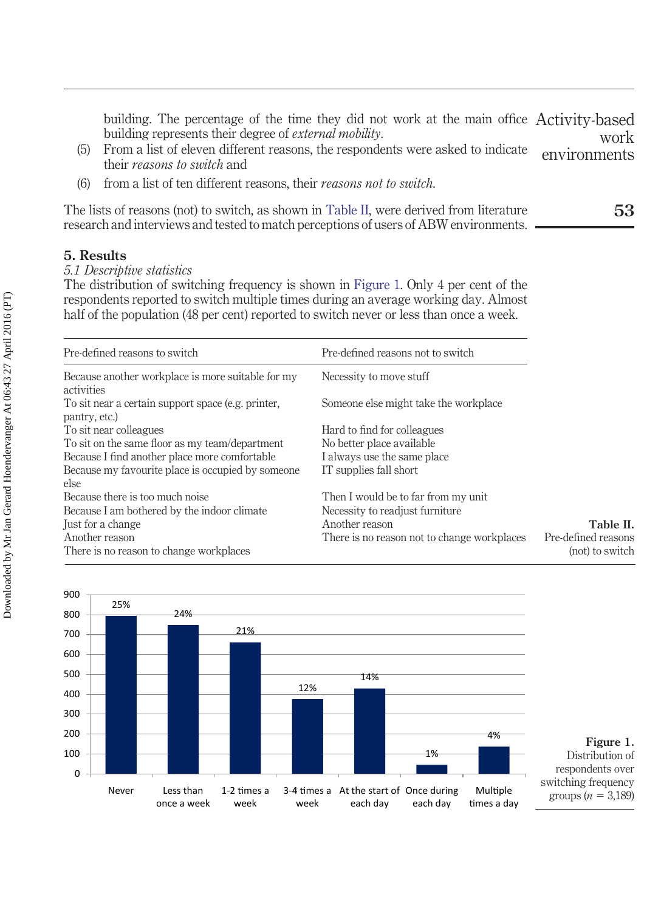building. The percentage of the time they did not work at the main office building represents their degree of *external mobility*.

(5) From a list of eleven different reasons, the respondents were asked to indicate their *reasons to switch* and

(6) from a list of ten different reasons, their *reasons not to switch*.

The lists of reasons (not) to switch, as shown in Table II, were derived from literature research and interviews and tested to match perceptions of users of ABW environments.

## 5. Results

### 5.1 Descriptive statistics

The distribution of switching frequency is shown in Figure 1. Only 4 per cent of the respondents reported to switch multiple times during an average working day. Almost half of the population (48 per cent) reported to switch never or less than once a week.

| Pre-defined reasons to switch | Pre-defined reasons not to switch |
|---|---|
| Because another workplace is more suitable for my activities | Necessity to move stuff |
| To sit near a certain support space (e.g. printer, pantry, etc.) | Someone else might take the workplace |
| To sit near colleagues | Hard to find for colleagues |
| To sit on the same floor as my team/department | No better place available |
| Because I find another place more comfortable | I always use the same place |
| Because my favourite place is occupied by someone else | IT supplies fall short |
| Because there is too much noise | Then I would be to far from my unit |
| Because I am bothered by the indoor climate | Necessity to readjust furniture |
| Just for a change | Another reason |
| Another reason | There is no reason not to change workplaces |
| There is no reason to change workplaces | |

**Table II.** Pre-defined reasons (not) to switch

| Switching frequency | Percentage |
|---|---|
| Never | 25% |
| Less than once a week | 24% |
| 1-2 times a week | 21% |
| 3-4 times a week | 12% |
| At the start of each day | 14% |
| Once during each day | 1% |
| Multiple times a day | 4% |

**Figure 1.** Distribution of respondents over switching frequency groups ($n = 3{,}189$)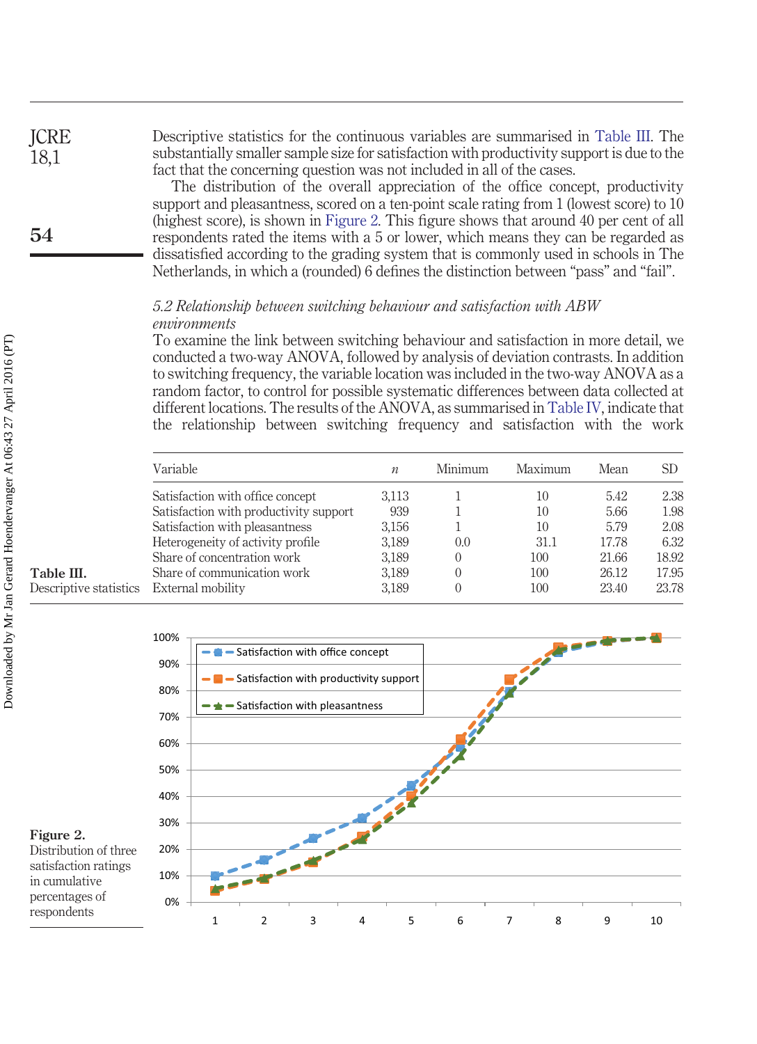Descriptive statistics for the continuous variables are summarised in Table III. The substantially smaller sample size for satisfaction with productivity support is due to the fact that the concerning question was not included in all of the cases.

The distribution of the overall appreciation of the office concept, productivity support and pleasantness, scored on a ten-point scale rating from 1 (lowest score) to 10 (highest score), is shown in Figure 2. This figure shows that around 40 per cent of all respondents rated the items with a 5 or lower, which means they can be regarded as dissatisfied according to the grading system that is commonly used in schools in The Netherlands, in which a (rounded) 6 defines the distinction between "pass" and "fail".

### *5.2 Relationship between switching behaviour and satisfaction with ABW environments*

To examine the link between switching behaviour and satisfaction in more detail, we conducted a two-way ANOVA, followed by analysis of deviation contrasts. In addition to switching frequency, the variable location was included in the two-way ANOVA as a random factor, to control for possible systematic differences between data collected at different locations. The results of the ANOVA, as summarised in Table IV, indicate that the relationship between switching frequency and satisfaction with the work

**Table III.** Descriptive statistics

| Variable | $n$ | Minimum | Maximum | Mean | SD |
|---|---|---|---|---|---|
| Satisfaction with office concept | 3,113 | 1 | 10 | 5.42 | 2.38 |
| Satisfaction with productivity support | 939 | 1 | 10 | 5.66 | 1.98 |
| Satisfaction with pleasantness | 3,156 | 1 | 10 | 5.79 | 2.08 |
| Heterogeneity of activity profile | 3,189 | 0.0 | 31.1 | 17.78 | 6.32 |
| Share of concentration work | 3,189 | 0 | 100 | 21.66 | 18.92 |
| Share of communication work | 3,189 | 0 | 100 | 26.12 | 17.95 |
| External mobility | 3,189 | 0 | 100 | 23.40 | 23.78 |

**Figure 2.** Distribution of three satisfaction ratings in cumulative percentages of respondents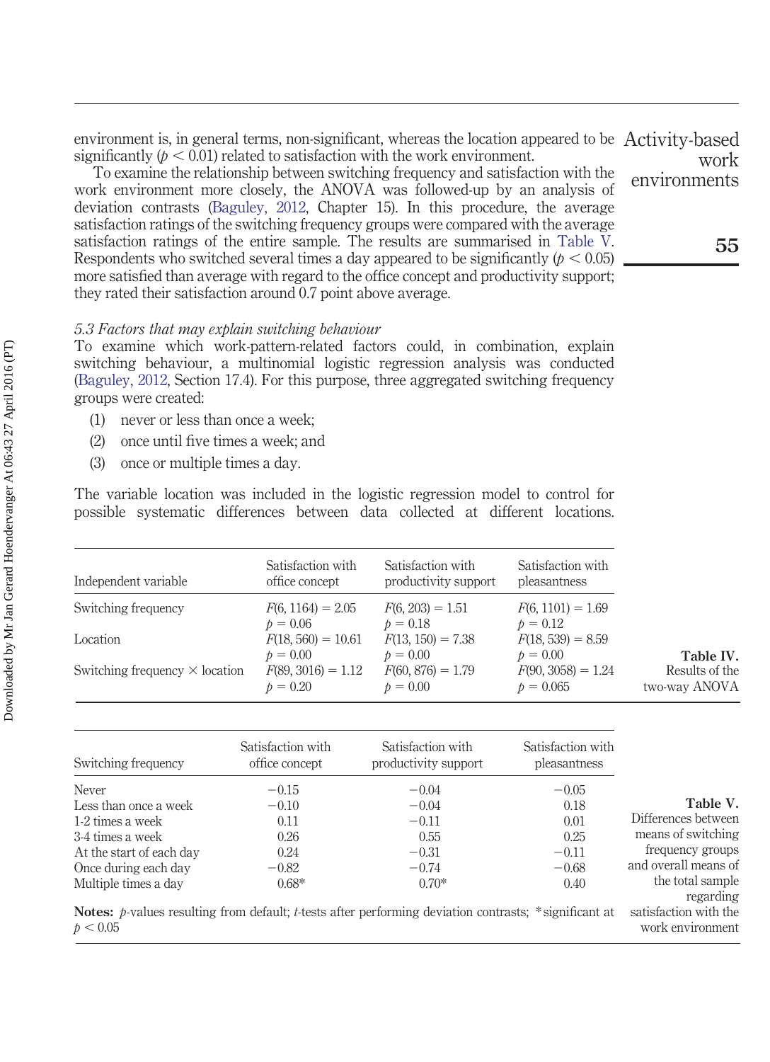environment is, in general terms, non-significant, whereas the location appeared to be significantly ($p < 0.01$) related to satisfaction with the work environment.

To examine the relationship between switching frequency and satisfaction with the work environment more closely, the ANOVA was followed-up by an analysis of deviation contrasts (Baguley, 2012, Chapter 15). In this procedure, the average satisfaction ratings of the switching frequency groups were compared with the average satisfaction ratings of the entire sample. The results are summarised in Table V. Respondents who switched several times a day appeared to be significantly ($p < 0.05$) more satisfied than average with regard to the office concept and productivity support; they rated their satisfaction around 0.7 point above average.

### *5.3 Factors that may explain switching behaviour*

To examine which work-pattern-related factors could, in combination, explain switching behaviour, a multinomial logistic regression analysis was conducted (Baguley, 2012, Section 17.4). For this purpose, three aggregated switching frequency groups were created:

1. never or less than once a week;
2. once until five times a week; and
3. once or multiple times a day.

The variable location was included in the logistic regression model to control for possible systematic differences between data collected at different locations.

**Table IV.** Results of the two-way ANOVA

| Independent variable | Satisfaction with office concept | Satisfaction with productivity support | Satisfaction with pleasantness |
|---|---|---|---|
| Switching frequency | $F(6, 1164) = 2.05$ $p = 0.06$ | $F(6, 203) = 1.51$ $p = 0.18$ | $F(6, 1101) = 1.69$ $p = 0.12$ |
| Location | $F(18, 560) = 10.61$ $p = 0.00$ | $F(13, 150) = 7.38$ $p = 0.00$ | $F(18, 539) = 8.59$ $p = 0.00$ |
| Switching frequency × location | $F(89, 3016) = 1.12$ $p = 0.20$ | $F(60, 876) = 1.79$ $p = 0.00$ | $F(90, 3058) = 1.24$ $p = 0.065$ |

**Table V.** Differences between means of switching frequency groups and overall means of the total sample regarding satisfaction with the work environment

| Switching frequency | Satisfaction with office concept | Satisfaction with productivity support | Satisfaction with pleasantness |
|---|---|---|---|
| Never | −0.15 | −0.04 | −0.05 |
| Less than once a week | −0.10 | −0.04 | 0.18 |
| 1-2 times a week | 0.11 | −0.11 | 0.01 |
| 3-4 times a week | 0.26 | 0.55 | 0.25 |
| At the start of each day | 0.24 | −0.31 | −0.11 |
| Once during each day | −0.82 | −0.74 | −0.68 |
| Multiple times a day | 0.68* | 0.70* | 0.40 |

**Notes:** *p*-values resulting from default; *t*-tests after performing deviation contrasts; *significant at $p < 0.05$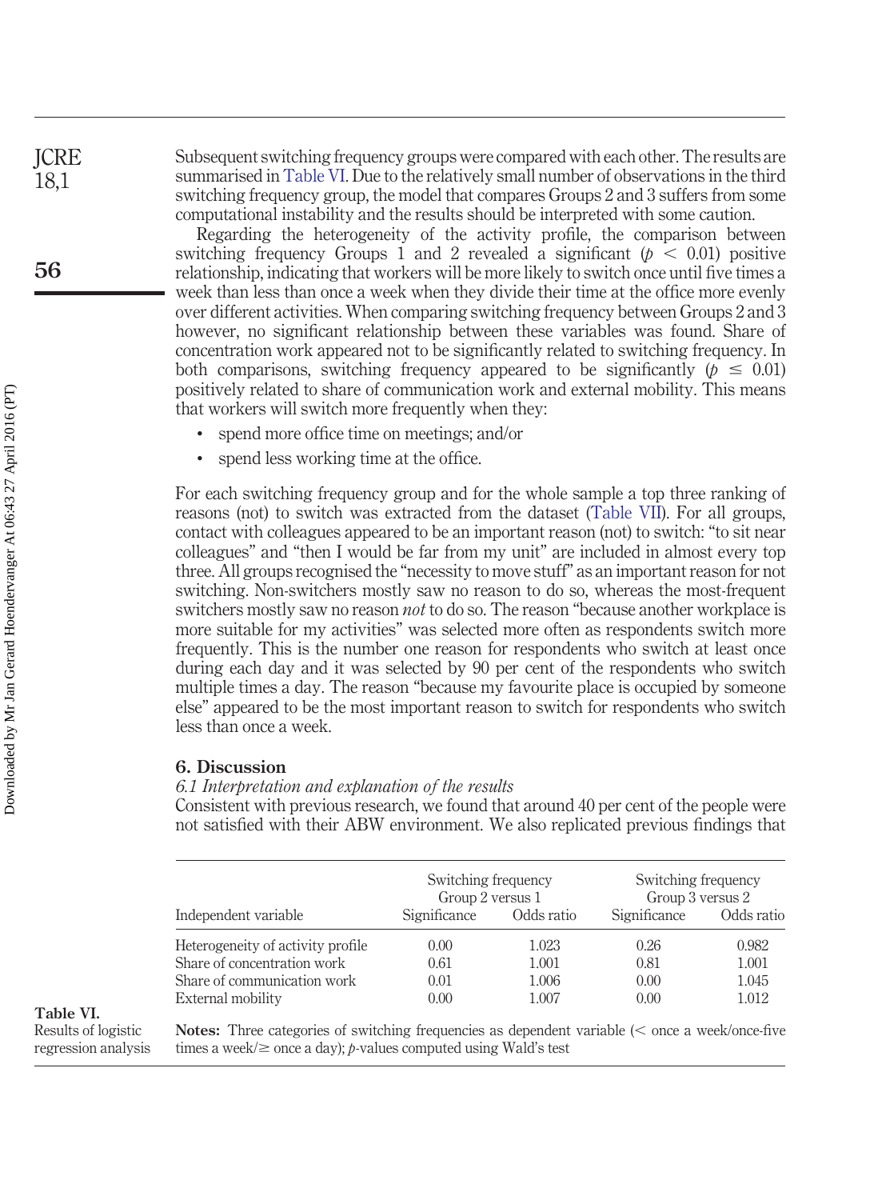Subsequent switching frequency groups were compared with each other. The results are summarised in Table VI. Due to the relatively small number of observations in the third switching frequency group, the model that compares Groups 2 and 3 suffers from some computational instability and the results should be interpreted with some caution.

Regarding the heterogeneity of the activity profile, the comparison between switching frequency Groups 1 and 2 revealed a significant ($p < 0.01$) positive relationship, indicating that workers will be more likely to switch once until five times a week than less than once a week when they divide their time at the office more evenly over different activities. When comparing switching frequency between Groups 2 and 3 however, no significant relationship between these variables was found. Share of concentration work appeared not to be significantly related to switching frequency. In both comparisons, switching frequency appeared to be significantly ($p \leq 0.01$) positively related to share of communication work and external mobility. This means that workers will switch more frequently when they:

- spend more office time on meetings; and/or
- spend less working time at the office.

For each switching frequency group and for the whole sample a top three ranking of reasons (not) to switch was extracted from the dataset (Table VII). For all groups, contact with colleagues appeared to be an important reason (not) to switch: "to sit near colleagues" and "then I would be far from my unit" are included in almost every top three. All groups recognised the "necessity to move stuff" as an important reason for not switching. Non-switchers mostly saw no reason to do so, whereas the most-frequent switchers mostly saw no reason *not* to do so. The reason "because another workplace is more suitable for my activities" was selected more often as respondents switch more frequently. This is the number one reason for respondents who switch at least once during each day and it was selected by 90 per cent of the respondents who switch multiple times a day. The reason "because my favourite place is occupied by someone else" appeared to be the most important reason to switch for respondents who switch less than once a week.

## 6. Discussion

### *6.1 Interpretation and explanation of the results*

Consistent with previous research, we found that around 40 per cent of the people were not satisfied with their ABW environment. We also replicated previous findings that

| | Switching frequency Group 2 versus 1 | | Switching frequency Group 3 versus 2 | |
|---|---|---|---|---|
| Independent variable | Significance | Odds ratio | Significance | Odds ratio |
| Heterogeneity of activity profile | 0.00 | 1.023 | 0.26 | 0.982 |
| Share of concentration work | 0.61 | 1.001 | 0.81 | 1.001 |
| Share of communication work | 0.01 | 1.006 | 0.00 | 1.045 |
| External mobility | 0.00 | 1.007 | 0.00 | 1.012 |

**Notes:** Three categories of switching frequencies as dependent variable (< once a week/once-five times a week/≥ once a day); $p$-values computed using Wald's test

**Table VI.** Results of logistic regression analysis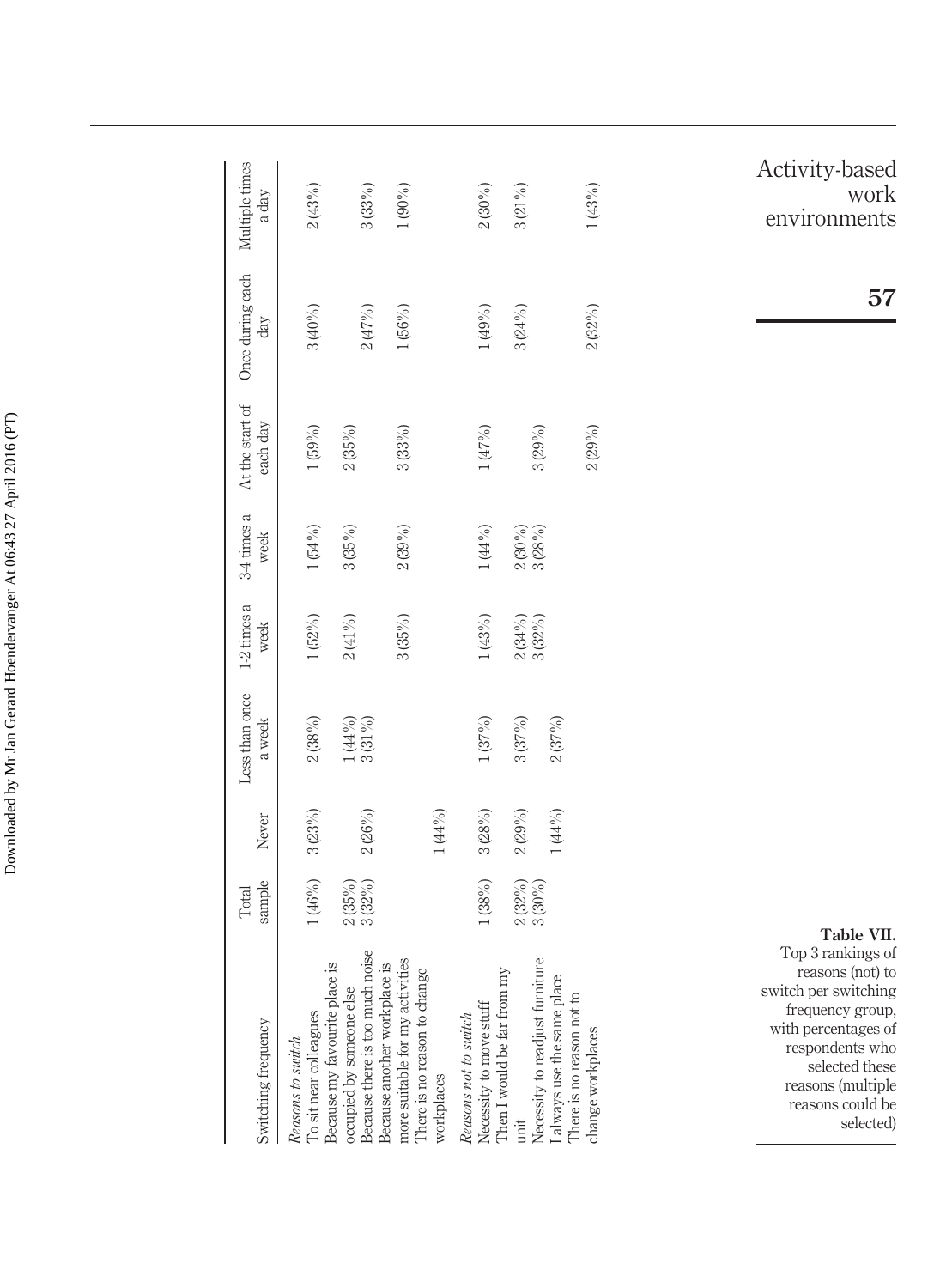**Table VII.** Top 3 rankings of reasons (not) to switch per switching frequency group, with percentages of respondents who selected these reasons (multiple reasons could be selected)

| Switching frequency | Total sample | Never | Less than once a week | 1-2 times a week | 3-4 times a week | At the start of each day | Once during each day | Multiple times a day |
|---|---|---|---|---|---|---|---|---|
| *Reasons to switch* | | | | | | | | |
| To sit near colleagues | 1 (46%) | 3 (23%) | 2 (38%) | 1 (52%) | 1 (54%) | 1 (59%) | 3 (40%) | 2 (43%) |
| Because my favourite place is occupied by someone else | 2 (35%) | | 1 (44%) | 2 (41%) | 3 (35%) | 2 (35%) | 2 (47%) | 3 (33%) |
| Because there is too much noise | 3 (32%) | 2 (26%) | 3 (31%) | | | | | |
| Because another workplace is more suitable for my activities | | | | 3 (35%) | 2 (39%) | 3 (33%) | 1 (56%) | 1 (90%) |
| There is no reason to change workplaces | | 1 (44%) | | | | | | |
| *Reasons not to switch* | | | | | | | | |
| Necessity to move stuff | 1 (38%) | 3 (28%) | 1 (37%) | 1 (43%) | 1 (44%) | 1 (47%) | 1 (49%) | 2 (30%) |
| Then I would be far from my unit | 2 (32%) | 2 (29%) | 3 (37%) | 2 (34%) | 2 (30%) | | 3 (24%) | 3 (21%) |
| Necessity to readjust furniture | 3 (30%) | | | 3 (32%) | 3 (28%) | | | |
| I always use the same place | | 1 (44%) | 2 (37%) | | | 3 (29%) | | |
| There is no reason not to change workplaces | | | | | | 2 (29%) | 2 (32%) | 1 (43%) |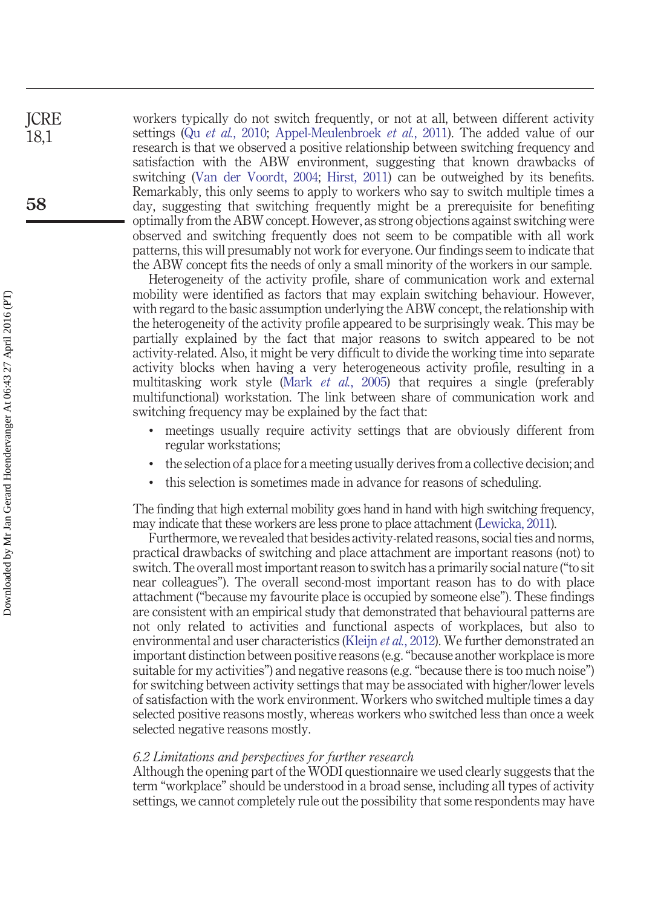workers typically do not switch frequently, or not at all, between different activity settings (Qu *et al.*, 2010; Appel-Meulenbroek *et al.*, 2011). The added value of our research is that we observed a positive relationship between switching frequency and satisfaction with the ABW environment, suggesting that known drawbacks of switching (Van der Voordt, 2004; Hirst, 2011) can be outweighed by its benefits. Remarkably, this only seems to apply to workers who say to switch multiple times a day, suggesting that switching frequently might be a prerequisite for benefiting optimally from the ABW concept. However, as strong objections against switching were observed and switching frequently does not seem to be compatible with all work patterns, this will presumably not work for everyone. Our findings seem to indicate that the ABW concept fits the needs of only a small minority of the workers in our sample.

Heterogeneity of the activity profile, share of communication work and external mobility were identified as factors that may explain switching behaviour. However, with regard to the basic assumption underlying the ABW concept, the relationship with the heterogeneity of the activity profile appeared to be surprisingly weak. This may be partially explained by the fact that major reasons to switch appeared to be not activity-related. Also, it might be very difficult to divide the working time into separate activity blocks when having a very heterogeneous activity profile, resulting in a multitasking work style (Mark *et al.*, 2005) that requires a single (preferably multifunctional) workstation. The link between share of communication work and switching frequency may be explained by the fact that:

- meetings usually require activity settings that are obviously different from regular workstations;
- the selection of a place for a meeting usually derives from a collective decision; and
- this selection is sometimes made in advance for reasons of scheduling.

The finding that high external mobility goes hand in hand with high switching frequency, may indicate that these workers are less prone to place attachment (Lewicka, 2011).

Furthermore, we revealed that besides activity-related reasons, social ties and norms, practical drawbacks of switching and place attachment are important reasons (not) to switch. The overall most important reason to switch has a primarily social nature ("to sit near colleagues"). The overall second-most important reason has to do with place attachment ("because my favourite place is occupied by someone else"). These findings are consistent with an empirical study that demonstrated that behavioural patterns are not only related to activities and functional aspects of workplaces, but also to environmental and user characteristics (Kleijn *et al.*, 2012). We further demonstrated an important distinction between positive reasons (e.g. "because another workplace is more suitable for my activities") and negative reasons (e.g. "because there is too much noise") for switching between activity settings that may be associated with higher/lower levels of satisfaction with the work environment. Workers who switched multiple times a day selected positive reasons mostly, whereas workers who switched less than once a week selected negative reasons mostly.

### *6.2 Limitations and perspectives for further research*

Although the opening part of the WODI questionnaire we used clearly suggests that the term "workplace" should be understood in a broad sense, including all types of activity settings, we cannot completely rule out the possibility that some respondents may have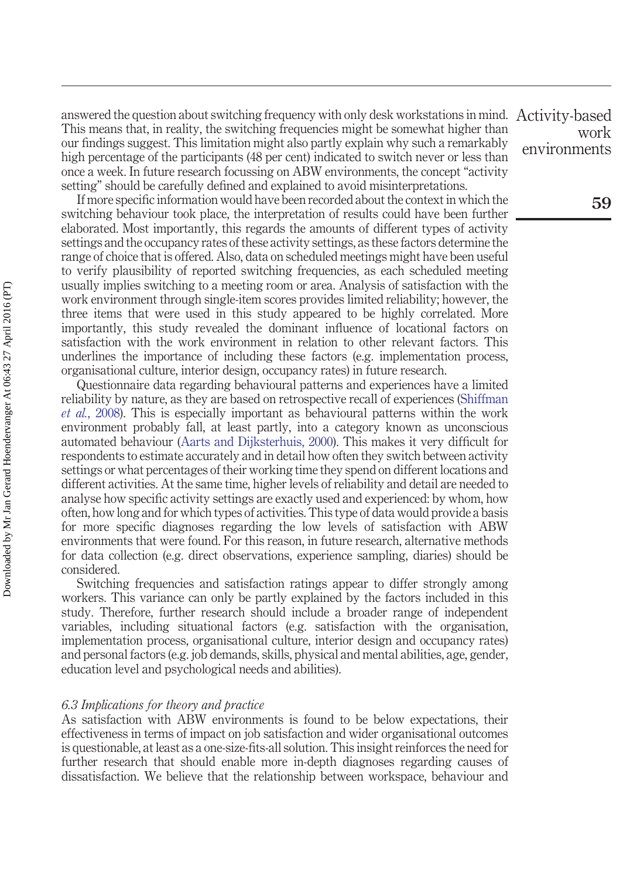answered the question about switching frequency with only desk workstations in mind. This means that, in reality, the switching frequencies might be somewhat higher than our findings suggest. This limitation might also partly explain why such a remarkably high percentage of the participants (48 per cent) indicated to switch never or less than once a week. In future research focussing on ABW environments, the concept "activity setting" should be carefully defined and explained to avoid misinterpretations.

If more specific information would have been recorded about the context in which the switching behaviour took place, the interpretation of results could have been further elaborated. Most importantly, this regards the amounts of different types of activity settings and the occupancy rates of these activity settings, as these factors determine the range of choice that is offered. Also, data on scheduled meetings might have been useful to verify plausibility of reported switching frequencies, as each scheduled meeting usually implies switching to a meeting room or area. Analysis of satisfaction with the work environment through single-item scores provides limited reliability; however, the three items that were used in this study appeared to be highly correlated. More importantly, this study revealed the dominant influence of locational factors on satisfaction with the work environment in relation to other relevant factors. This underlines the importance of including these factors (e.g. implementation process, organisational culture, interior design, occupancy rates) in future research.

Questionnaire data regarding behavioural patterns and experiences have a limited reliability by nature, as they are based on retrospective recall of experiences (Shiffman *et al.*, 2008). This is especially important as behavioural patterns within the work environment probably fall, at least partly, into a category known as unconscious automated behaviour (Aarts and Dijksterhuis, 2000). This makes it very difficult for respondents to estimate accurately and in detail how often they switch between activity settings or what percentages of their working time they spend on different locations and different activities. At the same time, higher levels of reliability and detail are needed to analyse how specific activity settings are exactly used and experienced: by whom, how often, how long and for which types of activities. This type of data would provide a basis for more specific diagnoses regarding the low levels of satisfaction with ABW environments that were found. For this reason, in future research, alternative methods for data collection (e.g. direct observations, experience sampling, diaries) should be considered.

Switching frequencies and satisfaction ratings appear to differ strongly among workers. This variance can only be partly explained by the factors included in this study. Therefore, further research should include a broader range of independent variables, including situational factors (e.g. satisfaction with the organisation, implementation process, organisational culture, interior design and occupancy rates) and personal factors (e.g. job demands, skills, physical and mental abilities, age, gender, education level and psychological needs and abilities).

### *6.3 Implications for theory and practice*

As satisfaction with ABW environments is found to be below expectations, their effectiveness in terms of impact on job satisfaction and wider organisational outcomes is questionable, at least as a one-size-fits-all solution. This insight reinforces the need for further research that should enable more in-depth diagnoses regarding causes of dissatisfaction. We believe that the relationship between workspace, behaviour and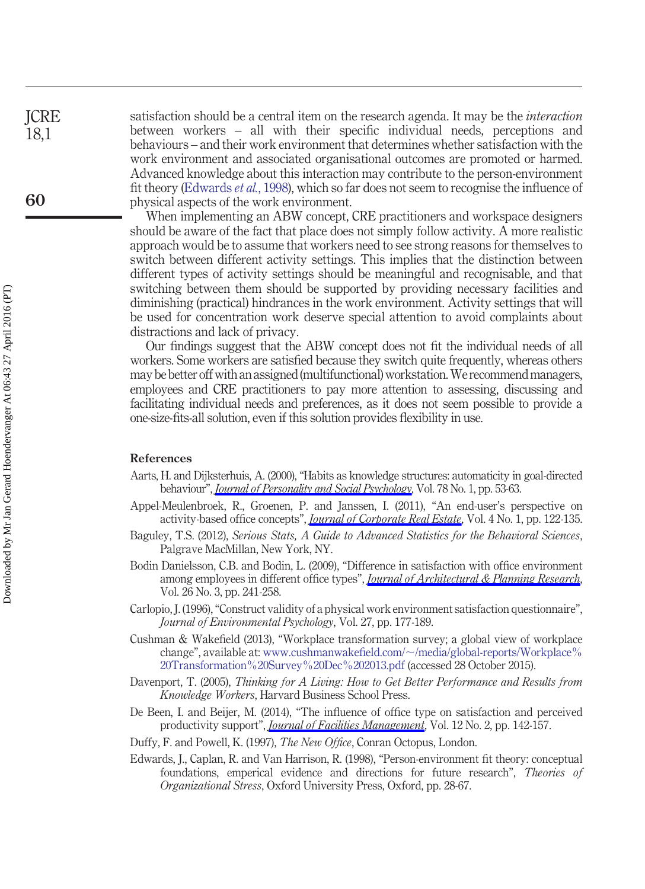satisfaction should be a central item on the research agenda. It may be the *interaction* between workers – all with their specific individual needs, perceptions and behaviours – and their work environment that determines whether satisfaction with the work environment and associated organisational outcomes are promoted or harmed. Advanced knowledge about this interaction may contribute to the person-environment fit theory (Edwards *et al.*, 1998), which so far does not seem to recognise the influence of physical aspects of the work environment.

When implementing an ABW concept, CRE practitioners and workspace designers should be aware of the fact that place does not simply follow activity. A more realistic approach would be to assume that workers need to see strong reasons for themselves to switch between different activity settings. This implies that the distinction between different types of activity settings should be meaningful and recognisable, and that switching between them should be supported by providing necessary facilities and diminishing (practical) hindrances in the work environment. Activity settings that will be used for concentration work deserve special attention to avoid complaints about distractions and lack of privacy.

Our findings suggest that the ABW concept does not fit the individual needs of all workers. Some workers are satisfied because they switch quite frequently, whereas others may be better off with an assigned (multifunctional) workstation. We recommend managers, employees and CRE practitioners to pay more attention to assessing, discussing and facilitating individual needs and preferences, as it does not seem possible to provide a one-size-fits-all solution, even if this solution provides flexibility in use.

## References

Aarts, H. and Dijksterhuis, A. (2000), "Habits as knowledge structures: automaticity in goal-directed behaviour", *Journal of Personality and Social Psychology*, Vol. 78 No. 1, pp. 53-63.

Appel-Meulenbroek, R., Groenen, P. and Janssen, I. (2011), "An end-user's perspective on activity-based office concepts", *Journal of Corporate Real Estate*, Vol. 4 No. 1, pp. 122-135.

Baguley, T.S. (2012), *Serious Stats, A Guide to Advanced Statistics for the Behavioral Sciences*, Palgrave MacMillan, New York, NY.

Bodin Danielsson, C.B. and Bodin, L. (2009), "Difference in satisfaction with office environment among employees in different office types", *Journal of Architectural & Planning Research*, Vol. 26 No. 3, pp. 241-258.

Carlopio, J. (1996), "Construct validity of a physical work environment satisfaction questionnaire", *Journal of Environmental Psychology*, Vol. 27, pp. 177-189.

Cushman & Wakefield (2013), "Workplace transformation survey; a global view of workplace change", available at: www.cushmanwakefield.com/~/media/global-reports/Workplace%20Transformation%20Survey%20Dec%202013.pdf (accessed 28 October 2015).

Davenport, T. (2005), *Thinking for A Living: How to Get Better Performance and Results from Knowledge Workers*, Harvard Business School Press.

De Been, I. and Beijer, M. (2014), "The influence of office type on satisfaction and perceived productivity support", *Journal of Facilities Management*, Vol. 12 No. 2, pp. 142-157.

Duffy, F. and Powell, K. (1997), *The New Office*, Conran Octopus, London.

Edwards, J., Caplan, R. and Van Harrison, R. (1998), "Person-environment fit theory: conceptual foundations, emperical evidence and directions for future research", *Theories of Organizational Stress*, Oxford University Press, Oxford, pp. 28-67.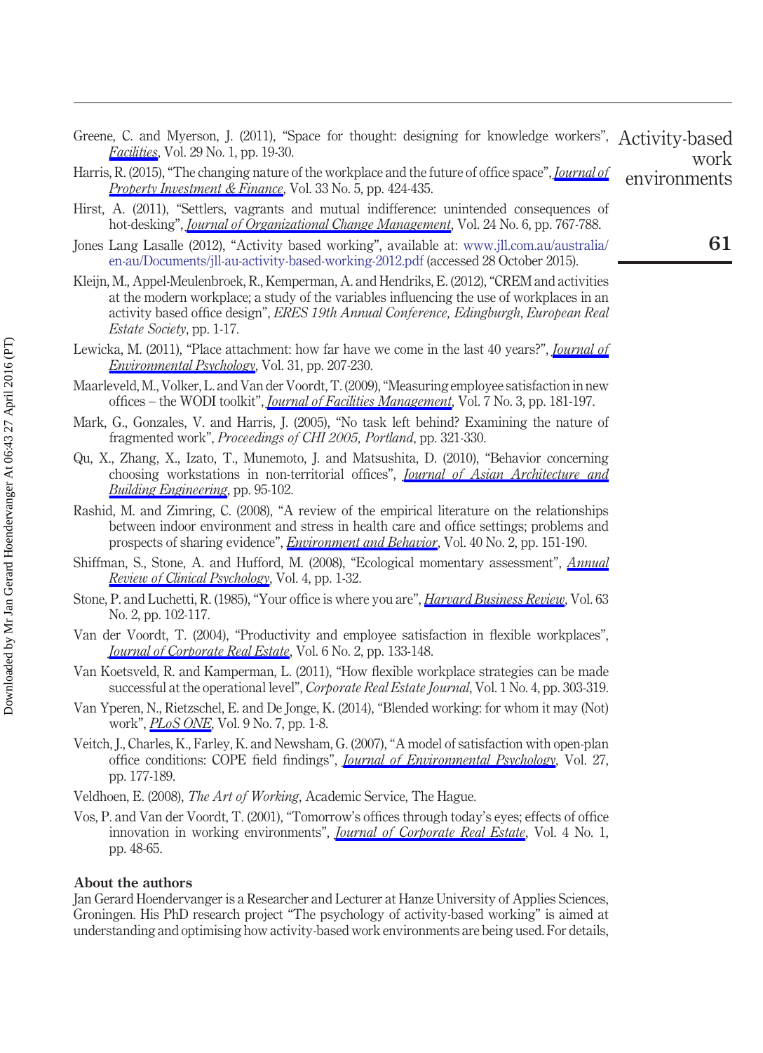Greene, C. and Myerson, J. (2011), "Space for thought: designing for knowledge workers", *Facilities*, Vol. 29 No. 1, pp. 19-30.

Harris, R. (2015), "The changing nature of the workplace and the future of office space", *Journal of Property Investment & Finance*, Vol. 33 No. 5, pp. 424-435.

Hirst, A. (2011), "Settlers, vagrants and mutual indifference: unintended consequences of hot-desking", *Journal of Organizational Change Management*, Vol. 24 No. 6, pp. 767-788.

Jones Lang Lasalle (2012), "Activity based working", available at: www.jll.com.au/australia/en-au/Documents/jll-au-activity-based-working-2012.pdf (accessed 28 October 2015).

Kleijn, M., Appel-Meulenbroek, R., Kemperman, A. and Hendriks, E. (2012), "CREM and activities at the modern workplace; a study of the variables influencing the use of workplaces in an activity based office design", *ERES 19th Annual Conference, Edingburgh*, *European Real Estate Society*, pp. 1-17.

Lewicka, M. (2011), "Place attachment: how far have we come in the last 40 years?", *Journal of Environmental Psychology*, Vol. 31, pp. 207-230.

Maarleveld, M., Volker, L. and Van der Voordt, T. (2009), "Measuring employee satisfaction in new offices – the WODI toolkit", *Journal of Facilities Management*, Vol. 7 No. 3, pp. 181-197.

Mark, G., Gonzales, V. and Harris, J. (2005), "No task left behind? Examining the nature of fragmented work", *Proceedings of CHI 2005, Portland*, pp. 321-330.

Qu, X., Zhang, X., Izato, T., Munemoto, J. and Matsushita, D. (2010), "Behavior concerning choosing workstations in non-territorial offices", *Journal of Asian Architecture and Building Engineering*, pp. 95-102.

Rashid, M. and Zimring, C. (2008), "A review of the empirical literature on the relationships between indoor environment and stress in health care and office settings; problems and prospects of sharing evidence", *Environment and Behavior*, Vol. 40 No. 2, pp. 151-190.

Shiffman, S., Stone, A. and Hufford, M. (2008), "Ecological momentary assessment", *Annual Review of Clinical Psychology*, Vol. 4, pp. 1-32.

Stone, P. and Luchetti, R. (1985), "Your office is where you are", *Harvard Business Review*, Vol. 63 No. 2, pp. 102-117.

Van der Voordt, T. (2004), "Productivity and employee satisfaction in flexible workplaces", *Journal of Corporate Real Estate*, Vol. 6 No. 2, pp. 133-148.

Van Koetsveld, R. and Kamperman, L. (2011), "How flexible workplace strategies can be made successful at the operational level", *Corporate Real Estate Journal*, Vol. 1 No. 4, pp. 303-319.

Van Yperen, N., Rietzschel, E. and De Jonge, K. (2014), "Blended working: for whom it may (Not) work", *PLoS ONE*, Vol. 9 No. 7, pp. 1-8.

Veitch, J., Charles, K., Farley, K. and Newsham, G. (2007), "A model of satisfaction with open-plan office conditions: COPE field findings", *Journal of Environmental Psychology*, Vol. 27, pp. 177-189.

Veldhoen, E. (2008), *The Art of Working*, Academic Service, The Hague.

Vos, P. and Van der Voordt, T. (2001), "Tomorrow's offices through today's eyes; effects of office innovation in working environments", *Journal of Corporate Real Estate*, Vol. 4 No. 1, pp. 48-65.

## About the authors

Jan Gerard Hoendervanger is a Researcher and Lecturer at Hanze University of Applies Sciences, Groningen. His PhD research project "The psychology of activity-based working" is aimed at understanding and optimising how activity-based work environments are being used. For details,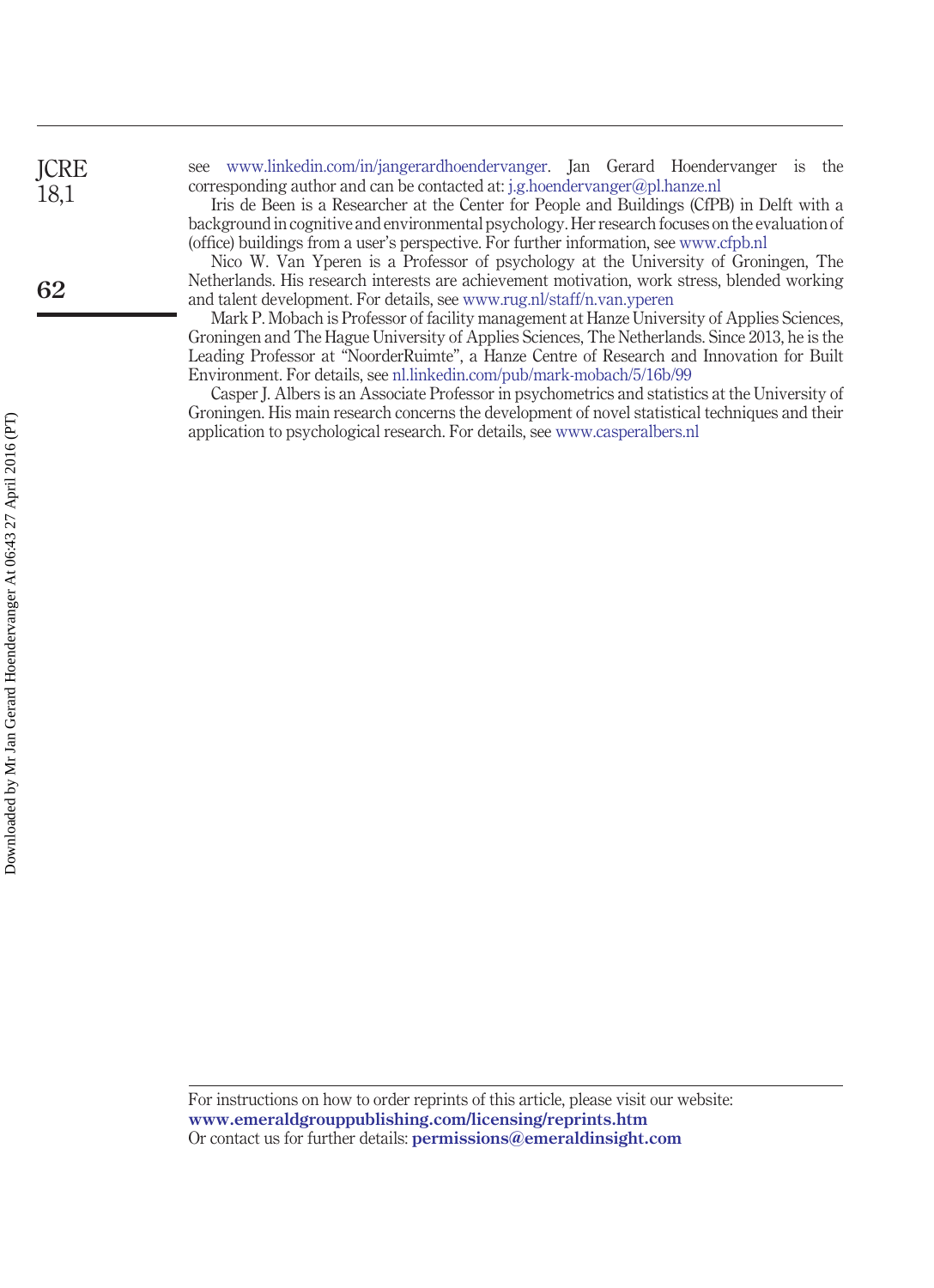see www.linkedin.com/in/jangerardhoendervanger. Jan Gerard Hoendervanger is the corresponding author and can be contacted at: j.g.hoendervanger@pl.hanze.nl

Iris de Been is a Researcher at the Center for People and Buildings (CfPB) in Delft with a background in cognitive and environmental psychology. Her research focuses on the evaluation of (office) buildings from a user's perspective. For further information, see www.cfpb.nl

Nico W. Van Yperen is a Professor of psychology at the University of Groningen, The Netherlands. His research interests are achievement motivation, work stress, blended working and talent development. For details, see www.rug.nl/staff/n.van.yperen

Mark P. Mobach is Professor of facility management at Hanze University of Applies Sciences, Groningen and The Hague University of Applies Sciences, The Netherlands. Since 2013, he is the Leading Professor at "NoorderRuimte", a Hanze Centre of Research and Innovation for Built Environment. For details, see nl.linkedin.com/pub/mark-mobach/5/16b/99

Casper J. Albers is an Associate Professor in psychometrics and statistics at the University of Groningen. His main research concerns the development of novel statistical techniques and their application to psychological research. For details, see www.casperalbers.nl

For instructions on how to order reprints of this article, please visit our website:
**www.emeraldgrouppublishing.com/licensing/reprints.htm**
Or contact us for further details: **permissions@emeraldinsight.com**